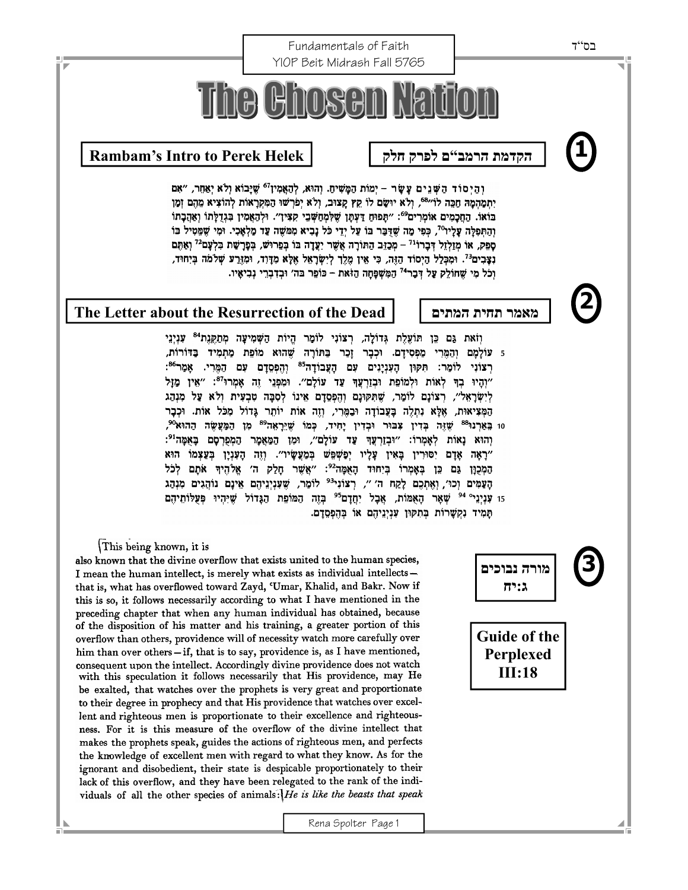Fundamentals of Faith
YIOP Beit Midrash Fall 5765

# The Chosen Nation

## 1

**Rambam's Intro to Perek Helek** | **הקדמת הרמב"ם לפרק חלק**

וְהַיְסוֹד הַשְּׁנֵים עָשָׂר – יְמוֹת הַמָּשִׁיחַ. וְהוּא, לְהַאֲמִין[67] שֶׁיָּבוֹא וְלֹא יְאַחֵר, "אִם יִתְמַהְמָהּ חַכֵּה לוֹ"[68], וְלֹא יוֹשֵׂם לוֹ קֵץ קָצוּב, וְלֹא יְפָרְשׁוּ הַמִּקְרָאוֹת לְהוֹצִיא מֵהֶם זְמַן בּוֹאוֹ. הַחֲכָמִים אוֹמְרִים[69]: "תִּפּוּחַ דַּעְתָּן שֶׁלִּמְחַשְּׁבֵי קִצִּין". וּלְהַאֲמִין בִּגְדֻלָּתוֹ וְאַהֲבָתוֹ וְהִתְפַּלֵּל עָלָיו[70], כְּפִי מַה שֶּׁדִּבֵּר בּוֹ עַל יְדֵי כָּל נָבִיא מִמֹּשֶׁה עַד מַלְאָכִי. וּמִי שֶׁמֵּטִיל בּוֹ סָפֵק, אוֹ מְזַלְזֵל דְּבָרוֹ[71] – מְכַזֵּב הַתּוֹרָה אֲשֶׁר יָעֲדָה בּוֹ בְּפֵרוּשׁ, בְּפָרָשַׁת בִּלְעָם[72] וְאַתֶּם נִצָּבִים[73]. וּמִכְּלַל הַיְסוֹד הַזֶּה, כִּי אֵין מֶלֶךְ לְיִשְׂרָאֵל אֶלָּא מִדָּוִד, וּמִזֶּרַע שְׁלֹמֹה בִּיחוּד, וְכָל מִי שֶׁחוֹלֵק עַל דְּבַר[74] הַמִּשְׁפָּחָה הַזֹּאת – כּוֹפֵר בַּה' וּבְדִבְרֵי נְבִיאָיו.

## 2

**The Letter about the Resurrection of the Dead** | **מאמר תחית המתים**

וְזֹאת גַּם כֵּן תּוֹעֶלֶת גְּדוֹלָה, רְצוֹנִי לוֹמַר הֱיוֹת הַשְּׁמִיעָה מְתַקֶּנֶת[84] עִנְיְנֵי
5 עוֹלָמָם וְהַמְּרִי מַפְסִידָם. וּכְבָר זָכַר בַּתּוֹרָה שֶׁהוּא מוֹפֵת מַתְמִיד בַּדּוֹרוֹת, רְצוֹנִי לוֹמַר: תִּקּוּן הָעִנְיָנִים עִם הָעֲבוֹדָה[85] וְהֶפְסֵדָם עִם הַמְּרִי. אָמַר[86]: "וְהָיוּ בְךָ לְאוֹת וּלְמוֹפֵת וּבְזַרְעֲךָ עַד עוֹלָם". וּמִפְּנֵי זֶה אָמְרוּ[87]: "אֵין מַזָּל לְיִשְׂרָאֵל", רְצוֹנָם לוֹמַר, שֶׁתִּקּוּנָם וְהֶפְסֵדָם אֵינוֹ לְסִבָּה טִבְעִית וְלֹא עַל מִנְהַג הַמְּצִיאוּת, אֶלָּא נִתְלֶה בָּעֲבוֹדָה וּבַמְּרִי, וְזֶה אוֹת יוֹתֵר גָּדוֹל מִכָּל אוֹת. וּכְבָר
10 בֵּאַרְנוּ[88] שֶׁזֶּה בְּדִין צִבּוּר וּבְדִין יָחִיד, כְּמוֹ שֶׁיֵּרָאֶה[89] מִן הַמַּעֲשֶׂה הַהוּא[90], וְהוּא נָאוֹת לְאָמְרוֹ: "וּבְזַרְעֲךָ עַד עוֹלָם", וּמִן הַמַּאֲמָר הַמְפֻרְסָם בָּאֻמָּה[91]: "רָאָה אָדָם יִסּוּרִין בָּאִין עָלָיו יְפַשְׁפֵּשׁ בְּמַעֲשָׂיו". וְזֶה הָעִנְיָן בְּעַצְמוֹ הוּא הַמְכֻוָּן גַּם כֵּן בְּאָמְרוֹ בְּיִחוּד הָאֻמָּה[92]: "אֲשֶׁר חָלַק ה' אֱלֹהֶיךָ אֹתָם לְכֹל הָעַמִּים וְכוּ', וְאֶתְכֶם לָקַח ה' ", רְצוֹנִי[93] לוֹמַר, שֶׁעִנְיְנֵיהֶם אֵינָם נוֹהֲגִים מִנְהַג
15 עִנְיְנֵי[94] שְׁאָר הָאֻמּוֹת, אֲבָל יִחֲדָם[95] בָּזֶה הַמּוֹפֵת הַגָּדוֹל שֶׁיִּהְיוּ פְּעֻלּוֹתֵיהֶם תָּמִיד נִקְשָׁרוֹת בְּתִקּוּן עִנְיְנֵיהֶם אוֹ בְּהֶפְסֵדָם.

## 3

**מורה נבוכים ג:יח**

**Guide of the Perplexed III:18**

This being known, it is also known that the divine overflow that exists united to the human species, I mean the human intellect, is merely what exists as individual intellects—that is, what has overflowed toward Zayd, ʿUmar, Khalid, and Bakr. Now if this is so, it follows necessarily according to what I have mentioned in the preceding chapter that when any human individual has obtained, because of the disposition of his matter and his training, a greater portion of this overflow than others, providence will of necessity watch more carefully over him than over others—if, that is to say, providence is, as I have mentioned, consequent upon the intellect. Accordingly divine providence does not watch with this speculation it follows necessarily that His providence, may He be exalted, that watches over the prophets is very great and proportionate to their degree in prophecy and that His providence that watches over excellent and righteous men is proportionate to their excellence and righteousness. For it is this measure of the overflow of the divine intellect that makes the prophets speak, guides the actions of righteous men, and perfects the knowledge of excellent men with regard to what they know. As for the ignorant and disobedient, their state is despicable proportionately to their lack of this overflow, and they have been relegated to the rank of the individuals of all the other species of animals: *He is like the beasts that speak*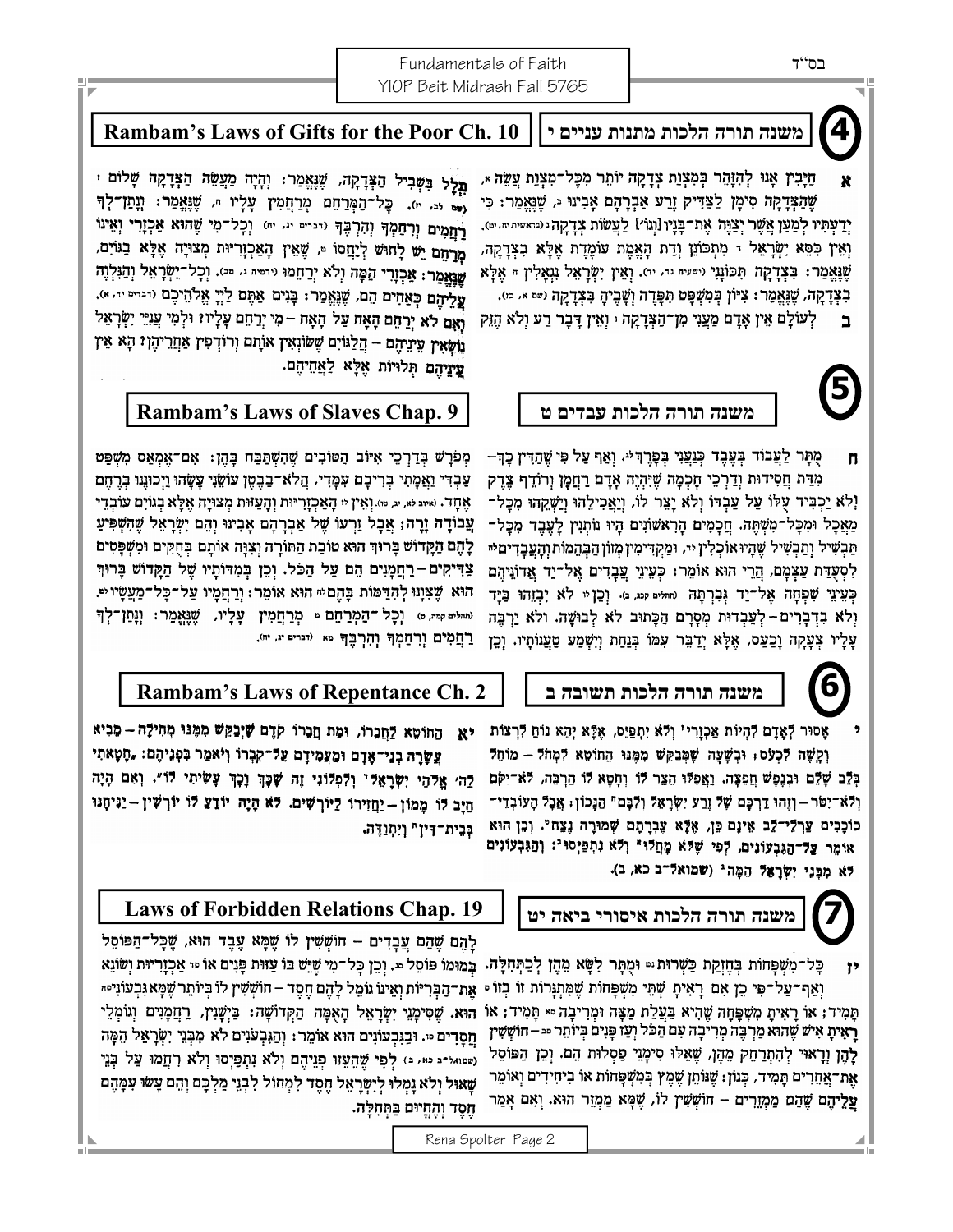## 4 — Rambam's Laws of Gifts for the Poor Ch. 10 | משנה תורה הלכות מתנות עניים י

**א** חייבין אנו להזהר במצות צדקה יותר מכל מצות עשה, שהצדקה סימן לצדיק זרע אברהם אבינו, שנאמר: כי ידעתיו למען אשר יצוה את בניו [וגו'] לעשות צדקה (בראשית יח, יט). ואין כסא ישראל מתכונן ודת האמת עומדת אלא בצדקה, שנאמר: בצדקה תכונני (ישעיה נד, יד). ואין ישראל נגאלין אלא בצדקה, שנאמר: ציון במשפט תפדה ושביה בצדקה (שם א, כז).

**ב** לעולם אין אדם מעני מן הצדקה ואין דבר רע ולא היזק נגלל בשביל הצדקה, שנאמר: והיה מעשה הצדקה שלום (שם לב, יז). כל המרחם מרחמין עליו, שנאמר: ונתן לך רחמים ורחמך והרבך (דברים יג, יח) וכל מי שהוא אכזרי ואינו מרחם יש לחוש ליחוסו, שאין האכזריות מצויה אלא בגוים, שנאמר: אכזרי המה ולא ירחמו (ירמיה ו, כג). וכל ישראל והנלוה עליהם כאחים הם, שנאמר: בנים אתם לה' אלהיכם (דברים יד, א). ואם לא ירחם האח על האח – מי ירחם עליו? ולמי עניי ישראל נושאין עיניהם – הלגוים ששונאין אותם ורודפין אחריהן? הא אין עיניהם תלויות אלא לאחיהם.

## 5 — Rambam's Laws of Slaves Chap. 9 | משנה תורה הלכות עבדים ט

**ח** מותר לעבוד בעבד כנעני בפרך. ואף על פי שהדין כך – מדת חסידות ודרכי חכמה שיהיה אדם רחמן ורודף צדק ולא יכביד עולו על עבדו ולא יצר לו, ויאכילהו וישקהו מכל מאכל ומכל משתה. חכמים הראשונים היו נותנין לעבד מכל תבשיל ותבשיל שהיו אוכלין, ומקדימין מזון הבהמות והעבדים לסעודת עצמם, הרי הוא אומר: כעיני עבדים אל יד אדוניהם כעיני שפחה אל יד גברתה (תהלים קכג, ב). וכן לא יבזהו ביד ולא בדברים – לעבדות מסרם הכתוב לא לבושה. ולא ירבה עליו צעקה וכעס, אלא ידבר עמו בנחת וישמע טענותיו. וכן מפורש בדרכי איוב הטובים שהשתבח בהן: אם אמאס משפט עבדי ואמתי בריבם עמדי, הלא בבטן עשני עשהו ויכוננו ברחם אחד (איוב לא, יג, טו). ואין האכזריות והעזות מצויה אלא בגוים עובדי עבודה זרה; אבל זרעו של אברהם אבינו והם ישראל שהשפיע להם הקדוש ברוך הוא טובת התורה וצוה אותם בחקים ומשפטים צדיקים – רחמנים הם על הכל. וכן במדותיו של הקדוש ברוך הוא שצונו להדמות בהם הוא אומר: ורחמיו על כל מעשיו (תהלים קמה, ט). וכל המרחם מרחמים עליו, שנאמר: ונתן לך רחמים ורחמך והרבך (דברים יג, יח).

## 6 — Rambam's Laws of Repentance Ch. 2 | משנה תורה הלכות תשובה ב

**י** אסור לאדם להיות אכזרי ולא יתפייס, אלא יהא נוח לרצות וקשה לכעוס; ובשעה שמבקש ממנו החוטא למחול – מוחל בלב שלם ובנפש חפצה. ואפילו הצר לו וחטא לו הרבה, לא יקום ולא יטור – וזהו דרכם של זרע ישראל ולבם הנכון; אבל העובדי כוכבים ערלי לב אינן כן, אלא עברתם שמורה נצח. וכן הוא אומר על הגבעונים, לפי שלא מחלו ולא נתפייסו: והגבעונים לא מבני ישראל המה (שמואל ב כא, ב).

**יא** החוטא לחברו, ומת חברו קודם שיבקש ממנו מחילה – מביא עשרה בני אדם ומעמידם על קברו ויאמר בפניהם: "חטאתי לה' אלהי ישראל ולפלוני זה שכך וכך עשיתי לו". ואם היה חייב לו ממון – יחזירו ליורשים. לא היה יודע לו יורשין – יניחנו בבית דין ויתודה.

## 7 — Laws of Forbidden Relations Chap. 19 | משנה תורה הלכות איסורי ביאה יט

**יז** כל המשפחות בחזקת כשרות ומותר לשא מהן לכתחלה. ואף על פי כן אם ראית שתי משפחות שמתגרות זו בזו תמיד; או ראית משפחה שהיא בעלת מצה ומריבה תמיד; או ראית איש שהוא מרבה מריבה עם הכל ועז פנים ביותר – חוששין להן וראוי להתרחק מהן, שאלו סימני פסלות הם. וכן הפוסל את אחרים תמיד, כגון: שנותן שמץ במשפחות או ביחידים ואומר עליהם שהם ממזרים – חוששין לו, שמא ממזר הוא. ואם אמר להם שהם עבדים – חוששין לו שמא עבד הוא, שכל הפוסל במומו פוסל. וכן כל מי שיש בו עזות פנים או אכזריות ושונא את הבריות ואינו גומל להם חסד – חוששין לו ביותר שמא גבעוני הוא. שסימני ישראל האומה הקדושה: ביישנין, רחמנים וגומלי חסדים. ובגבעונים הוא אומר: והגבעונים לא מבני ישראל המה (שמואל ב כא, ב) לפי שהעיזו פניהם ולא נתפייסו ולא רחמו על בני שאול ולא נמלו לישראל חסד למחול לבני מלכם והם עשו עמהם חסד והחיום בתחלה.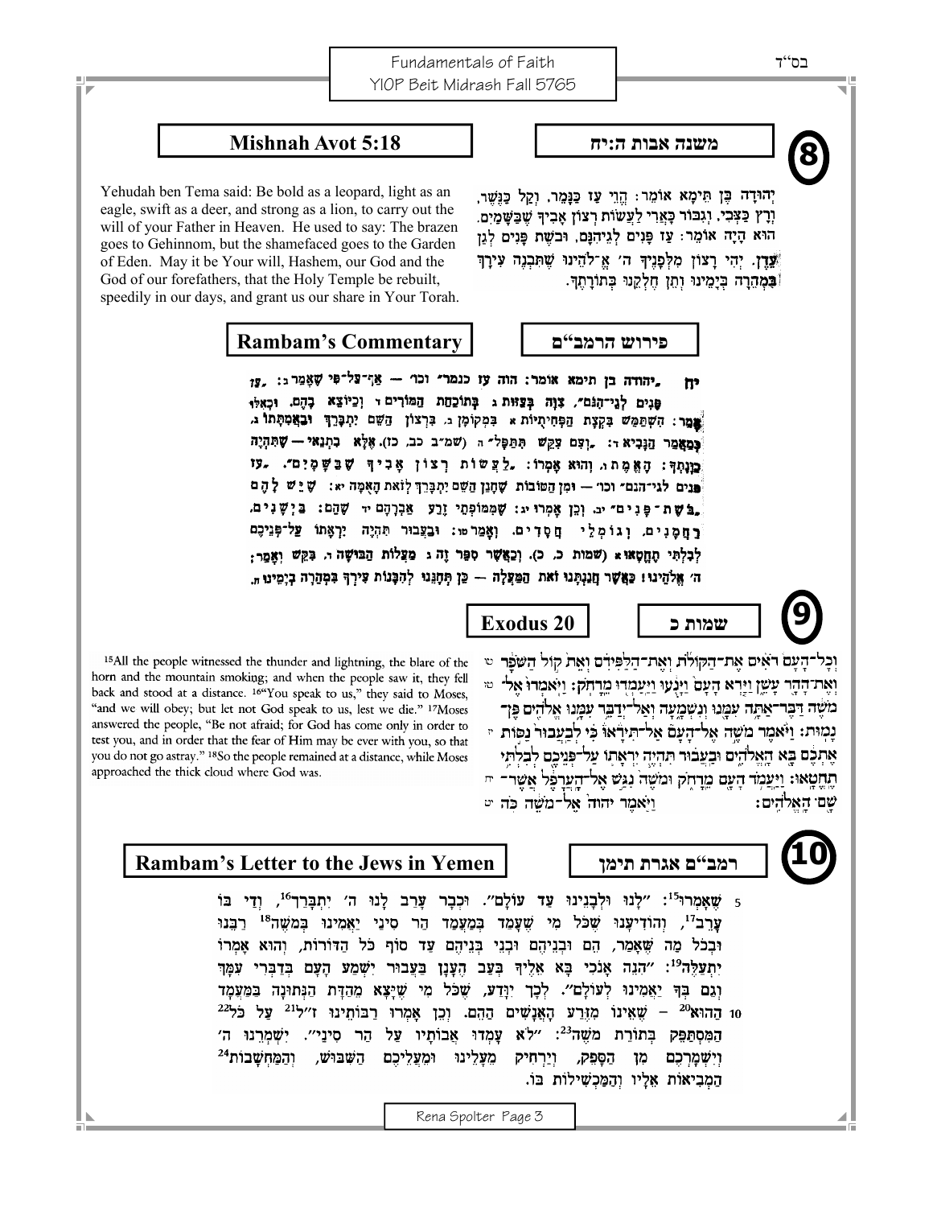## 8

## Mishnah Avot 5:18

## משנה אבות ה:יח

Yehudah ben Tema said: Be bold as a leopard, light as an eagle, swift as a deer, and strong as a lion, to carry out the will of your Father in Heaven. He used to say: The brazen goes to Gehinnom, but the shamefaced goes to the Garden of Eden. May it be Your will, Hashem, our God and the God of our forefathers, that the Holy Temple be rebuilt, speedily in our days, and grant us our share in Your Torah.

יְהוּדָה בֶּן תֵּימָא אוֹמֵר: הֱוֵי עַז כַּנָּמֵר, וְקַל כַּנֶּשֶׁר, רָץ כַּצְּבִי, וְגִבּוֹר כָּאֲרִי לַעֲשׂוֹת רְצוֹן אָבִיךָ שֶׁבַּשָּׁמַיִם. הוּא הָיָה אוֹמֵר: עַז פָּנִים לְגֵיהִנָּם, וּבֹשֶׁת פָּנִים לְגַן עֵדֶן. יְהִי רָצוֹן מִלְּפָנֶיךָ ה׳ אֱ-לֹהֵינוּ שֶׁתִּבְנֶה עִירְךָ בִּמְהֵרָה בְיָמֵינוּ וְתֵן חֶלְקֵנוּ בְּתוֹרָתֶךָ.

## Rambam's Commentary

## פירוש הרמב״ם

יח „יהודה בן תימא אומר: הוה עז כנמר" וכו׳ — אַף־עַל־פִּי שֶׁאָמַר: „עַז פָּנִים לְגֵיהִנֹּם", צִוָּה בְּעַזּוּת בְּתוֹכַחַת הַמּוֹרִים וְכַיּוֹצֵא בָהֶם, וּכְאִלּוּ אָמַר: הִשְׁתַּמֵּשׁ בִּקְצָת הַפְּחִיתִיּוֹת בִּמְקוֹמָן בִּרְצוֹן הַשֵּׁם יִתְבָּרֵךְ וּבַאֲמִתָּתוֹ, כְּמַאֲמַר הַנָּבִיא: „וְעִם עִקֵּשׁ תִּתַּפָּל" (שמ״ב כב, כז). אֶלָּא בִתְנַאי — שֶׁתִּהְיֶה כַוָּנָתְךָ: הָאֱמֶת, וְהוּא אָמְרוֹ: „לַעֲשׂוֹת רְצוֹן אָבִיךָ שֶׁבַּשָּׁמָיִם". „עַז פָּנִים לְגֵי־הִנֹּם" וכו׳ — וּמִן הַטּוֹבוֹת שֶׁחָנַן הַשֵּׁם יִתְבָּרֵךְ לְזֹאת הָאֻמָּה שֶׁיֵּשׁ לָהֶם „בֹּשֶׁת־פָּנִים", וְכֵן אָמְרוּ: שֶׁמְּמוֹפְתֵי זֶרַע אַבְרָהָם שֶׁהֵם: בַּיְשָׁנִים, רַחֲמָנִים, וְגוֹמְלֵי חֲסָדִים. וְאָמַר: וּבַעֲבוּר תִּהְיֶה יִרְאָתוֹ עַל־פְּנֵיכֶם לְבִלְתִּי תֶחֱטָאוּ (שמות כ, כ). וְכַאֲשֶׁר סִפֵּר זֶה מִמַּעֲלוֹת הַבּוּשָׁה, בִּקֵּשׁ וְאָמַר: ה׳ אֱלֹהֵינוּ! כַּאֲשֶׁר חֲנַנְתָּנוּ זֹאת הַמַּעֲלָה — כֵּן תְּחָנֵּנוּ לְהִבָּנוֹת עִירְךָ בִּמְהֵרָה בְיָמֵינוּ.

## 9

## Exodus 20

## שמות כ

[15]All the people witnessed the thunder and lightning, the blare of the horn and the mountain smoking; and when the people saw it, they fell back and stood at a distance. [16]"You speak to us," they said to Moses, "and we will obey; but let not God speak to us, lest we die." [17]Moses answered the people, "Be not afraid; for God has come only in order to test you, and in order that the fear of Him may be ever with you, so that you do not go astray." [18]So the people remained at a distance, while Moses approached the thick cloud where God was.

טו וְכָל־הָעָם֩ רֹאִ֨ים אֶת־הַקּוֹלֹ֜ת וְאֶת־הַלַּפִּידִ֗ם וְאֵת֙ ק֣וֹל הַשֹּׁפָ֔ר וְאֶת־הָהָ֖ר עָשֵׁ֑ן וַיַּ֤רְא הָעָם֙ וַיָּנֻ֔עוּ וַיַּֽעַמְד֖וּ מֵֽרָחֹֽק׃ טז וַיֹּֽאמְרוּ֙ אֶל־מֹשֶׁ֔ה דַּבֵּר־אַתָּ֥ה עִמָּ֖נוּ וְנִשְׁמָ֑עָה וְאַל־יְדַבֵּ֥ר עִמָּ֛נוּ אֱלֹהִ֖ים פֶּן־נָמֽוּת׃ יז וַיֹּ֨אמֶר מֹשֶׁ֣ה אֶל־הָעָם֮ אַל־תִּירָאוּ֒ כִּ֗י לְבַֽעֲבוּר֙ נַסּ֣וֹת אֶתְכֶ֔ם בָּ֖א הָאֱלֹהִ֑ים וּבַֽעֲב֗וּר תִּהְיֶ֧ה יִרְאָת֛וֹ עַל־פְּנֵיכֶ֖ם לְבִלְתִּ֥י תֶחֱטָֽאוּ׃ יח וַיַּעֲמֹ֥ד הָעָ֖ם מֵרָחֹ֑ק וּמֹשֶׁה֙ נִגַּ֣שׁ אֶל־הָעֲרָפֶ֔ל אֲשֶׁר־שָׁ֖ם הָאֱלֹהִֽים׃ יט וַיֹּ֤אמֶר יהוה֙ אֶל־מֹשֶׁ֔ה כֹּ֥ה

## 10

## Rambam's Letter to the Jews in Yemen

## רמב״ם אגרת תימן

5 שֶׁאָמְרוּ[15]: "לָנוּ וּלְבָנֵינוּ עַד עוֹלָם". וּכְבָר עָרַב לָנוּ ה׳ יִתְבָּרֵךְ[16], וְדַי בּוֹ עָרֵב[17], וְהוֹדִיעָנוּ שֶׁכָּל מִי שֶׁעָמַד בְּמַעֲמַד הַר סִינַי יַאֲמִינוּ בְּמֹשֶׁה[18] רַבֵּנוּ וּבְכָל מַה שֶּׁאָמַר, הֵם וּבְנֵיהֶם וּבְנֵי בְנֵיהֶם עַד סוֹף כָּל הַדּוֹרוֹת, וְהוּא אָמְרוֹ יִתְעַלֶּה[19]: "הִנֵּה אָנֹכִי בָּא אֵלֶיךָ בְּעַב הֶעָנָן בַּעֲבוּר יִשְׁמַע הָעָם בְּדַבְּרִי עִמָּךְ וְגַם בְּךָ יַאֲמִינוּ לְעוֹלָם". לְכָךְ יָדוּעַ, שֶׁכָּל מִי שֶׁיֵּצֵא מֵהַדָּת הַנִּתּוֹנָה בַּמַּעֲמָד 10 הַהוּא[20] – שֶׁאֵינוֹ מִזֶּרַע הָאֲנָשִׁים הָהֵם. וְכֵן אָמְרוּ רַבּוֹתֵינוּ ז״ל[21] עַל כָּל[22] הַמִּסְתַּפֵּק בְּתוֹרַת מֹשֶׁה[23]: "לֹא עָמְדוּ אֲבוֹתָיו עַל הַר סִינַי". יִשְׁמְרֵנוּ ה׳ וְיִשְׁמָרְכֶם מִן הַסָּפֵק, וְיַרְחִיק מֵעָלֵינוּ וּמֵעֲלֵיכֶם הַשִּׁבּוּשׁ, וְהַמַּחְשָׁבוֹת[24] הַמְּבִיאוֹת אֵלָיו וְהַמַּכְשִׁילוֹת בּוֹ.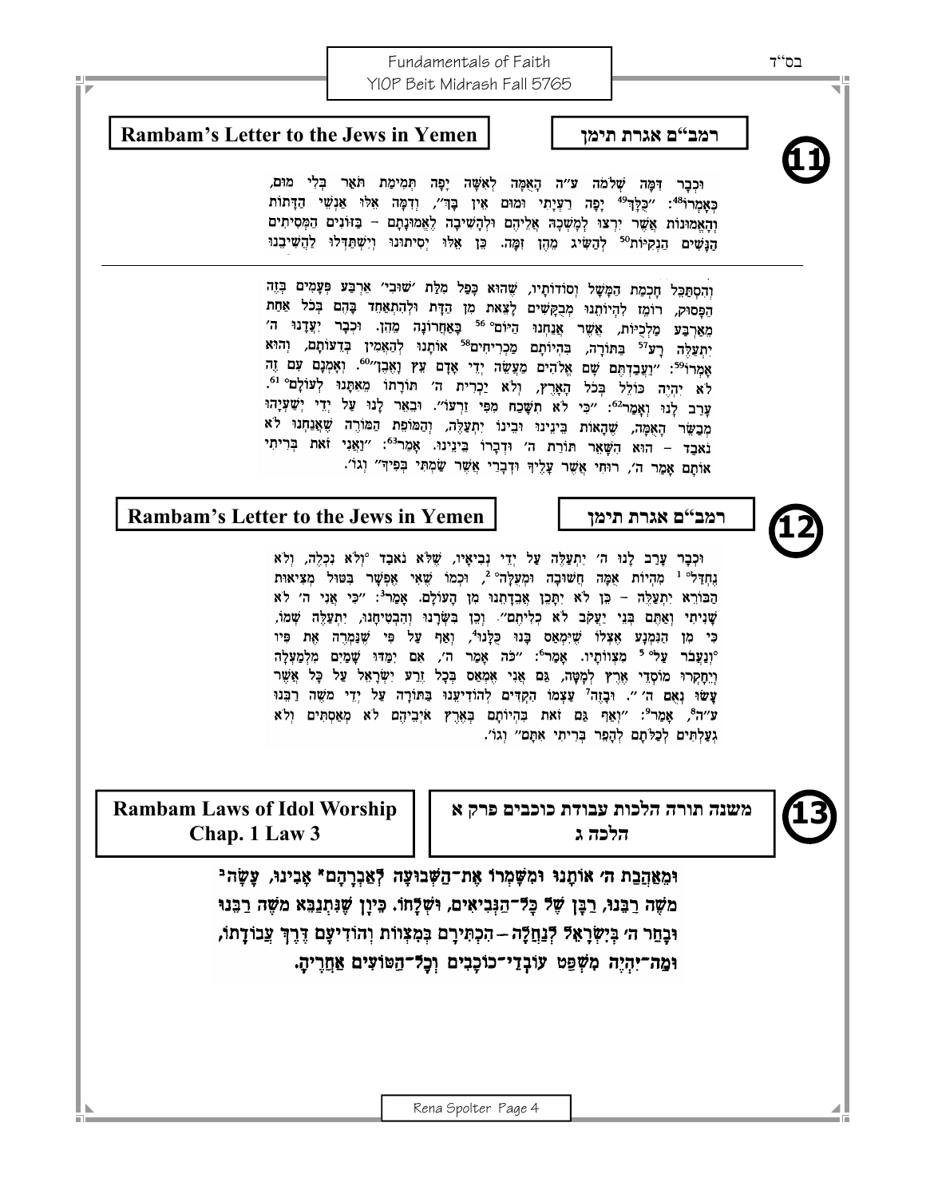## Rambam's Letter to the Jews in Yemen

## רמב"ם אגרת תימן

**11**

וּכְבָר דִּמָּה שְׁלֹמֹה ע"ה הָאֻמָּה לְאִשָּׁה יָפָה תְּמִימַת תֹּאַר בְּלִי מוּם, כְּאָמְרוֹ[48]: "כֻּלָּךְ[49] יָפָה רַעְיָתִי וּמוּם אֵין בָּךְ", וְדִמָּה אֵלּוּ אַנְשֵׁי הַדָּתוֹת וְהָאֱמוּנוֹת אֲשֶׁר יִרְצוּ לְמָשְׁכָהּ אֲלֵיהֶם וּלְהָשִׁיבָהּ לֶאֱמוּנָתָם – בְּזוֹנִים הַמְּסִיתִים הַנָּשִׁים הַנְּקִיּוֹת[50] לְהַשִּׂיג מֵהֶן זִמָּה. כֵּן אֵלּוּ יְסִיתוּנוּ וְיִשְׁתַּדְּלוּ לַהֲשִׁיבֵנוּ

וְהִסְתַּכֵּל חָכְמַת הַמָּשָׁל וְסוֹדוֹתָיו, שֶׁהוּא כָּפַל מִלַּת 'שׁוּבִי' אַרְבַּע פְּעָמִים בְּזֶה הַפָּסוּק, רוֹמֵז לִהְיוֹתֵנוּ מְבֻקָּשִׁים לָצֵאת מִן הַדָּת וּלְהִתְאַחֵד בָּהֶם בְּכָל אַחַת מֵאַרְבַּע מַלְכֻיּוֹת, אֲשֶׁר אֲנַחְנוּ הַיּוֹם[56] בָּאַחֲרוֹנָה מֵהֶן. וּכְבָר יְעָדָנוּ ה' יִתְעַלֶּה רָע[57] בַּתּוֹרָה, בִּהְיוֹתָם מַכְרִיחִים[58] אוֹתָנוּ לְהַאֲמִין בְּדֵעוֹתָם, וְהוּא אָמְרוֹ[59]: "וַעֲבַדְתֶּם שָׁם אֱלֹהִים מַעֲשֵׂה יְדֵי אָדָם עֵץ וָאֶבֶן"[60]. וְאָמְנָם עִם זֶה לֹא יִהְיֶה כּוֹלֵל בְּכָל הָאָרֶץ, וְלֹא יַכְרִית ה' תּוֹרָתוֹ מֵאִתָּנוּ לְעוֹלָם[61]. עָרַב לָנוּ וְאָמַר[62]: "כִּי לֹא תִשָּׁכַח מִפִּי זַרְעוֹ". וּבֵאֵר לָנוּ עַל יְדֵי יְשַׁעְיָהוּ מְבַשֵּׂר הָאֻמָּה, שֶׁהָאוֹת בֵּינֵינוּ וּבֵינוֹ יִתְעַלֶּה, וְהַמּוֹפֵת הַמּוֹרֶה שֶׁאֲנַחְנוּ לֹא נֹאבַד – הוּא הִשָּׁאֵר תּוֹרַת ה' וּדְבָרוֹ בֵּינֵינוּ. אָמַר[63]: "וַאֲנִי זֹאת בְּרִיתִי אוֹתָם אָמַר ה', רוּחִי אֲשֶׁר עָלֶיךָ וּדְבָרַי אֲשֶׁר שַׂמְתִּי בְּפִיךָ" וְגוֹ'.

## Rambam's Letter to the Jews in Yemen

## רמב"ם אגרת תימן

**12**

וּכְבָר עָרַב לָנוּ ה' יִתְעַלֶּה עַל יְדֵי נְבִיאָיו, שֶׁלֹּא נֹאבַד וְלֹא נִכְלֶה, וְלֹא נֶחְדַּל[1] מִהְיוֹת אֻמָּה חֲשׁוּבָה וּמְעֻלָּה[2], וּכְמוֹ שֶׁאִי אֶפְשָׁר בִּטּוּל מְצִיאוּת הַבּוֹרֵא יִתְעַלֶּה – כֵּן לֹא יִתָּכֵן אֲבֵדָתֵנוּ מִן הָעוֹלָם. אָמַר[3]: "כִּי אֲנִי ה' לֹא שָׁנִיתִי וְאַתֶּם בְּנֵי יַעֲקֹב לֹא כְלִיתֶם". וְכֵן בִּשְּׂרָנוּ וְהִבְטִיחָנוּ, יִתְעַלֶּה שְׁמוֹ, כִּי מִן הַנִּמְנָע אֶצְלוֹ שֶׁיִּמְאַס בָּנוּ כֻּלָּנוּ[4], וְאַף עַל פִּי שֶׁנַּמְרֶה אֶת פִּיו וְנַעֲבֹר עַל[5] מִצְווֹתָיו. אָמַר[6]: "כֹּה אָמַר ה', אִם יִמַּדּוּ שָׁמַיִם מִלְמַעְלָה וְיֵחָקְרוּ מוֹסְדֵי אֶרֶץ לְמָטָּה, גַּם אֲנִי אֶמְאַס בְּכָל זֶרַע יִשְׂרָאֵל עַל כָּל אֲשֶׁר עָשׂוּ נְאֻם ה'". וּבְזֶה[7] עַצְמוֹ הִקְדִּים לְהוֹדִיעֵנוּ בַּתּוֹרָה עַל יְדֵי מֹשֶׁה רַבֵּנוּ ע"ה[8], אָמַר[9]: "וְאַף גַּם זֹאת בִּהְיוֹתָם בְּאֶרֶץ אֹיְבֵיהֶם לֹא מְאַסְתִּים וְלֹא גְעַלְתִּים לְכַלֹּתָם לְהָפֵר בְּרִיתִי אִתָּם" וְגוֹ'.

## Rambam Laws of Idol Worship Chap. 1 Law 3

## משנה תורה הלכות עבודת כוכבים פרק א הלכה ג

**13**

וּמֵאַהֲבַת ה' אוֹתָנוּ וּמִשָּׁמְרוֹ אֶת־הַשְּׁבוּעָה לְאַבְרָהָם אָבִינוּ, עָשָׂה מֹשֶׁה רַבֵּנוּ, רַבָּן שֶׁל כָּל־הַנְּבִיאִים, וּשְׁלָחוֹ. כֵּיוָן שֶׁנִּתְנַבֵּא מֹשֶׁה רַבֵּנוּ וּבָחַר ה' בְּיִשְׂרָאֵל לְנַחֲלָה – הִכְתִּירָם בְּמִצְווֹת וְהוֹדִיעָם דֶּרֶךְ עֲבוֹדָתוֹ, וּמַה־יִּהְיֶה מִשְׁפַּט עוֹבְדֵי־כוֹכָבִים וְכָל־הַטּוֹעִים אַחֲרֶיהָ.